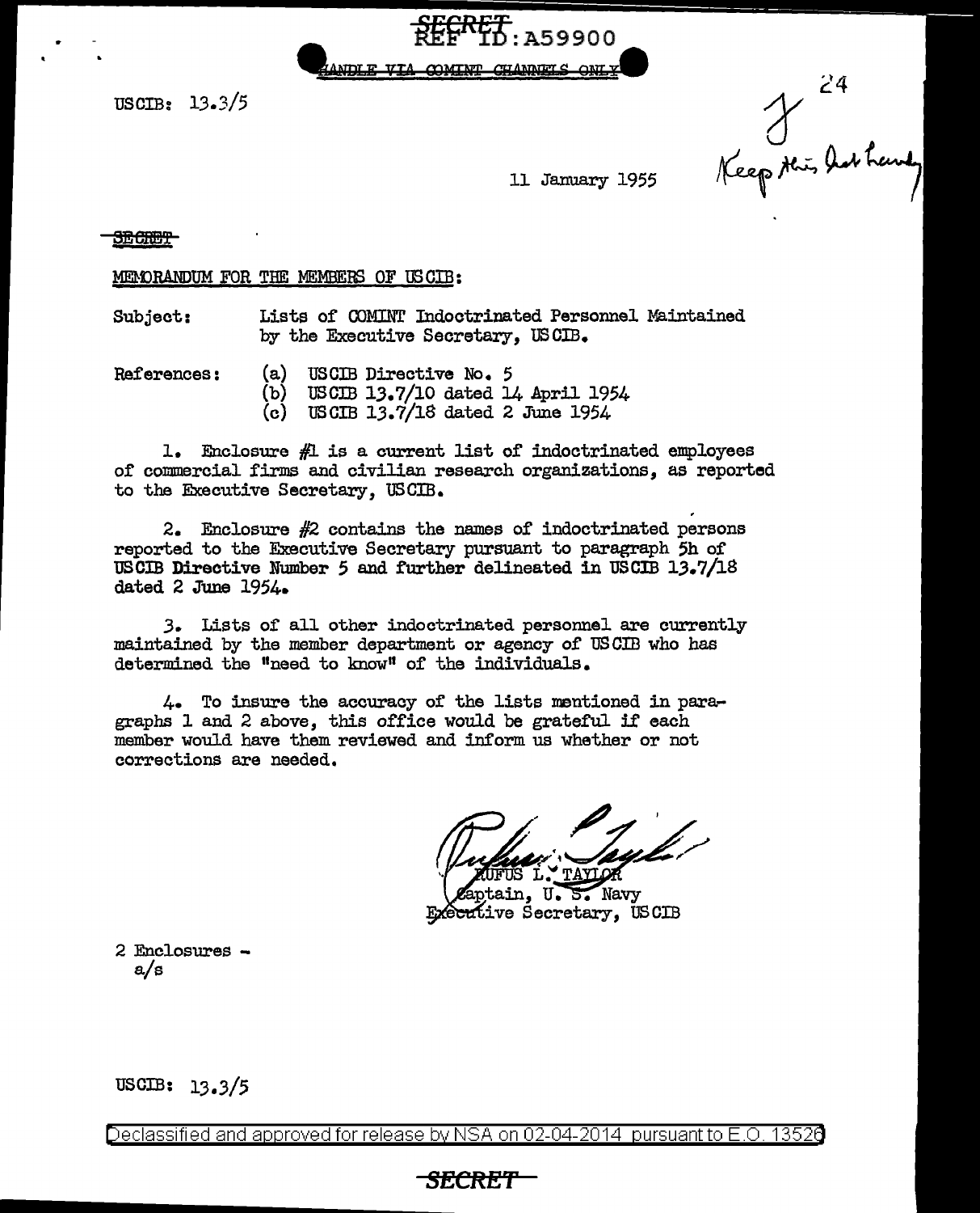SECRET
REF ID:A59900

HANDLE VIA COMINT CHANNELS ONLY

USCIB: 13.3/5

24

Keep this list handy

11 January 1955

SECRET

MEMORANDUM FOR THE MEMBERS OF USCIB:

Subject: Lists of COMINT Indoctrinated Personnel Maintained by the Executive Secretary, USCIB.

References:
(a) USCIB Directive No. 5
(b) USCIB 13.7/10 dated 14 April 1954
(c) USCIB 13.7/18 dated 2 June 1954

1. Enclosure #1 is a current list of indoctrinated employees of commercial firms and civilian research organizations, as reported to the Executive Secretary, USCIB.

2. Enclosure #2 contains the names of indoctrinated persons reported to the Executive Secretary pursuant to paragraph 5h of USCIB Directive Number 5 and further delineated in USCIB 13.7/18 dated 2 June 1954.

3. Lists of all other indoctrinated personnel are currently maintained by the member department or agency of USCIB who has determined the "need to know" of the individuals.

4. To insure the accuracy of the lists mentioned in paragraphs 1 and 2 above, this office would be grateful if each member would have them reviewed and inform us whether or not corrections are needed.

RUFUS L. TAYLOR
Captain, U. S. Navy
Executive Secretary, USCIB

2 Enclosures -
a/s

USCIB: 13.3/5

Declassified and approved for release by NSA on 02-04-2014 pursuant to E.O. 13526

SECRET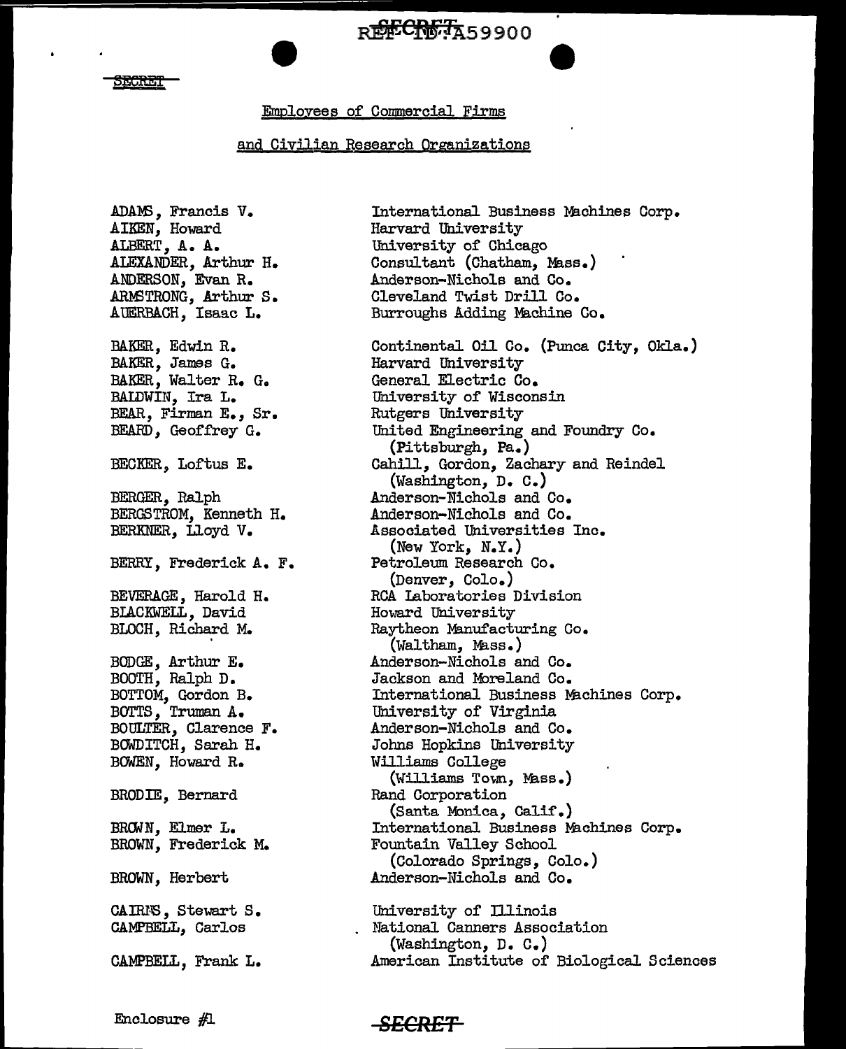SECRET

## Employees of Commercial Firms and Civilian Research Organizations

| Name | Organization |
|---|---|
| ADAMS, Francis V. | International Business Machines Corp. |
| AIKEN, Howard | Harvard University |
| ALBERT, A. A. | University of Chicago |
| ALEXANDER, Arthur H. | Consultant (Chatham, Mass.) |
| ANDERSON, Evan R. | Anderson-Nichols and Co. |
| ARMSTRONG, Arthur S. | Cleveland Twist Drill Co. |
| AUERBACH, Isaac L. | Burroughs Adding Machine Co. |
| BAKER, Edwin R. | Continental Oil Co. (Punca City, Okla.) |
| BAKER, James G. | Harvard University |
| BAKER, Walter R. G. | General Electric Co. |
| BALDWIN, Ira L. | University of Wisconsin |
| BEAR, Firman E., Sr. | Rutgers University |
| BEARD, Geoffrey G. | United Engineering and Foundry Co. (Pittsburgh, Pa.) |
| BECKER, Loftus E. | Cahill, Gordon, Zachary and Reindel (Washington, D. C.) |
| BERGER, Ralph | Anderson-Nichols and Co. |
| BERGSTROM, Kenneth H. | Anderson-Nichols and Co. |
| BERKNER, Lloyd V. | Associated Universities Inc. (New York, N.Y.) |
| BERRY, Frederick A. F. | Petroleum Research Co. (Denver, Colo.) |
| BEVERAGE, Harold H. | RCA Laboratories Division |
| BLACKWELL, David | Howard University |
| BLOCH, Richard M. | Raytheon Manufacturing Co. (Waltham, Mass.) |
| BODGE, Arthur E. | Anderson-Nichols and Co. |
| BOOTH, Ralph D. | Jackson and Moreland Co. |
| BOTTOM, Gordon B. | International Business Machines Corp. |
| BOTTS, Truman A. | University of Virginia |
| BOULTER, Clarence F. | Anderson-Nichols and Co. |
| BOWDITCH, Sarah H. | Johns Hopkins University |
| BOWEN, Howard R. | Williams College (Williams Town, Mass.) |
| BRODIE, Bernard | Rand Corporation (Santa Monica, Calif.) |
| BROWN, Elmer L. | International Business Machines Corp. |
| BROWN, Frederick M. | Fountain Valley School (Colorado Springs, Colo.) |
| BROWN, Herbert | Anderson-Nichols and Co. |
| CAIRNS, Stewart S. | University of Illinois |
| CAMPBELL, Carlos | National Canners Association (Washington, D. C.) |
| CAMPBELL, Frank L. | American Institute of Biological Sciences |

Enclosure #1

SECRET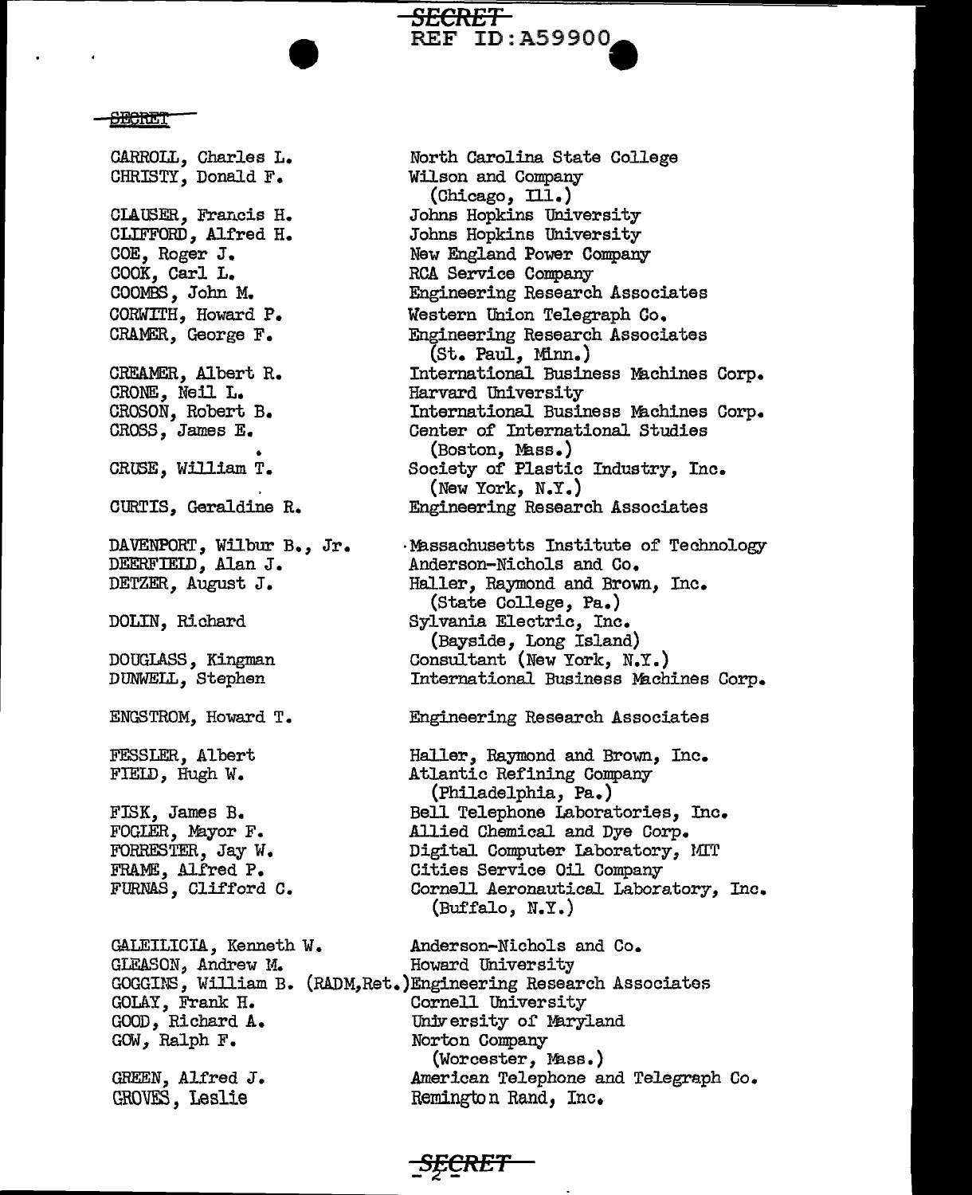SECRET

REF ID:A59900

SECRET

| | |
|---|---|
| CARROLL, Charles L. | North Carolina State College |
| CHRISTY, Donald F. | Wilson and Company (Chicago, Ill.) |
| CLAUSER, Francis H. | Johns Hopkins University |
| CLIFFORD, Alfred H. | Johns Hopkins University |
| COE, Roger J. | New England Power Company |
| COOK, Carl L. | RCA Service Company |
| COOMBS, John M. | Engineering Research Associates |
| CORWITH, Howard P. | Western Union Telegraph Co. |
| CRAMER, George F. | Engineering Research Associates (St. Paul, Minn.) |
| CREAMER, Albert R. | International Business Machines Corp. |
| CRONE, Neil L. | Harvard University |
| CROSON, Robert B. | International Business Machines Corp. |
| CROSS, James E. | Center of International Studies (Boston, Mass.) |
| CRUSE, William T. | Society of Plastic Industry, Inc. (New York, N.Y.) |
| CURTIS, Geraldine R. | Engineering Research Associates |
| DAVENPORT, Wilbur B., Jr. | Massachusetts Institute of Technology |
| DEERFIELD, Alan J. | Anderson-Nichols and Co. |
| DETZER, August J. | Haller, Raymond and Brown, Inc. (State College, Pa.) |
| DOLIN, Richard | Sylvania Electric, Inc. (Bayside, Long Island) |
| DOUGLASS, Kingman | Consultant (New York, N.Y.) |
| DUNWELL, Stephen | International Business Machines Corp. |
| ENGSTROM, Howard T. | Engineering Research Associates |
| FESSLER, Albert | Haller, Raymond and Brown, Inc. |
| FIELD, Hugh W. | Atlantic Refining Company (Philadelphia, Pa.) |
| FISK, James B. | Bell Telephone Laboratories, Inc. |
| FOGLER, Mayor F. | Allied Chemical and Dye Corp. |
| FORRESTER, Jay W. | Digital Computer Laboratory, MIT |
| FRAME, Alfred P. | Cities Service Oil Company |
| FURNAS, Clifford C. | Cornell Aeronautical Laboratory, Inc. (Buffalo, N.Y.) |
| GALEILICIA, Kenneth W. | Anderson-Nichols and Co. |
| GLEASON, Andrew M. | Howard University |
| GOGGINS, William B. (RADM,Ret.) | Engineering Research Associates |
| GOLAY, Frank H. | Cornell University |
| GOOD, Richard A. | University of Maryland |
| GOW, Ralph F. | Norton Company (Worcester, Mass.) |
| GREEN, Alfred J. | American Telephone and Telegraph Co. |
| GROVES, Leslie | Remington Rand, Inc. |

SECRET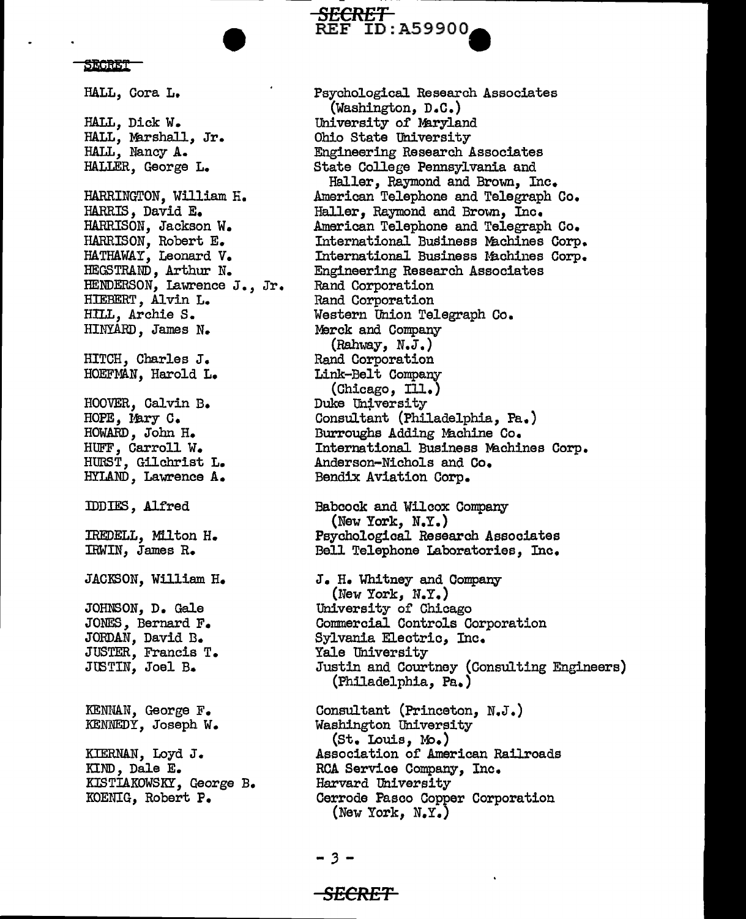SECRET

| | |
|---|---|
| HALL, Cora L. | Psychological Research Associates (Washington, D.C.) |
| HALL, Dick W. | University of Maryland |
| HALL, Marshall, Jr. | Ohio State University |
| HALL, Nancy A. | Engineering Research Associates |
| HALLER, George L. | State College Pennsylvania and Haller, Raymond and Brown, Inc. |
| HARRINGTON, William H. | American Telephone and Telegraph Co. |
| HARRIS, David E. | Haller, Raymond and Brown, Inc. |
| HARRISON, Jackson W. | American Telephone and Telegraph Co. |
| HARRISON, Robert E. | International Business Machines Corp. |
| HATHAWAY, Leonard V. | International Business Machines Corp. |
| HEGSTRAND, Arthur N. | Engineering Research Associates |
| HENDERSON, Lawrence J., Jr. | Rand Corporation |
| HIEBERT, Alvin L. | Rand Corporation |
| HILL, Archie S. | Western Union Telegraph Co. |
| HINYARD, James N. | Merck and Company (Rahway, N.J.) |
| HITCH, Charles J. | Rand Corporation |
| HOEFMAN, Harold L. | Link-Belt Company (Chicago, Ill.) |
| HOOVER, Calvin B. | Duke University |
| HOPE, Mary C. | Consultant (Philadelphia, Pa.) |
| HOWARD, John H. | Burroughs Adding Machine Co. |
| HUFF, Carroll W. | International Business Machines Corp. |
| HURST, Gilchrist L. | Anderson-Nichols and Co. |
| HYLAND, Lawrence A. | Bendix Aviation Corp. |
| IDDIES, Alfred | Babcock and Wilcox Company (New York, N.Y.) |
| IREDELL, Milton H. | Psychological Research Associates |
| IRWIN, James R. | Bell Telephone Laboratories, Inc. |
| JACKSON, William H. | J. H. Whitney and Company (New York, N.Y.) |
| JOHNSON, D. Gale | University of Chicago |
| JONES, Bernard F. | Commercial Controls Corporation |
| JORDAN, David B. | Sylvania Electric, Inc. |
| JUSTER, Francis T. | Yale University |
| JUSTIN, Joel B. | Justin and Courtney (Consulting Engineers) (Philadelphia, Pa.) |
| KENNAN, George F. | Consultant (Princeton, N.J.) |
| KENNEDY, Joseph W. | Washington University (St. Louis, Mo.) |
| KIERNAN, Loyd J. | Association of American Railroads |
| KIND, Dale E. | RCA Service Company, Inc. |
| KISTIAKOWSKY, George B. | Harvard University |
| KOENIG, Robert P. | Cerrode Pasco Copper Corporation (New York, N.Y.) |

SECRET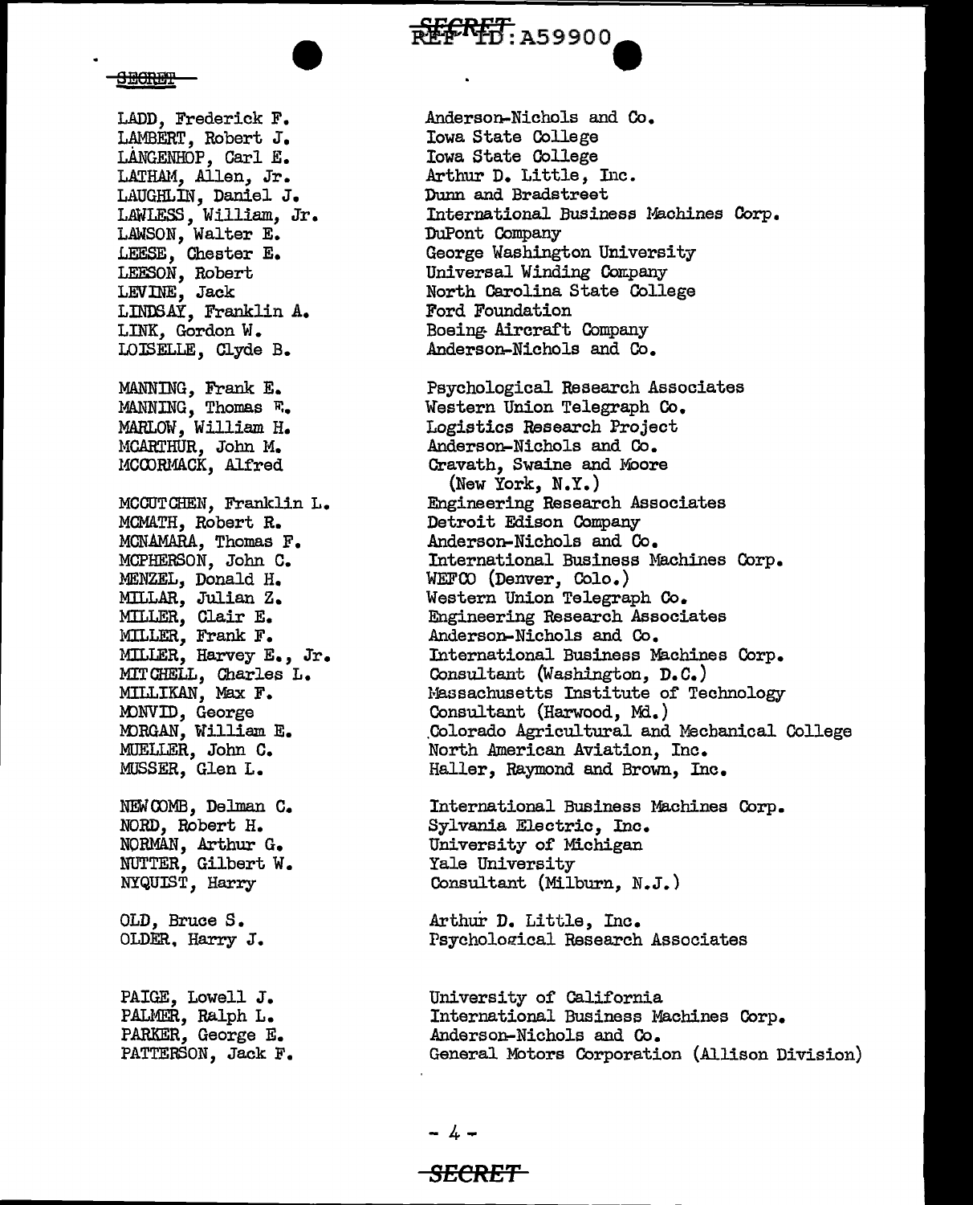| | |
|---|---|
| LADD, Frederick F. | Anderson-Nichols and Co. |
| LAMBERT, Robert J. | Iowa State College |
| LANGENHOP, Carl E. | Iowa State College |
| LATHAM, Allen, Jr. | Arthur D. Little, Inc. |
| LAUGHLIN, Daniel J. | Dunn and Bradstreet |
| LAWLESS, William, Jr. | International Business Machines Corp. |
| LAWSON, Walter E. | DuPont Company |
| LEESE, Chester E. | George Washington University |
| LEESON, Robert | Universal Winding Company |
| LEVINE, Jack | North Carolina State College |
| LINDSAY, Franklin A. | Ford Foundation |
| LINK, Gordon W. | Boeing Aircraft Company |
| LOISELLE, Clyde B. | Anderson-Nichols and Co. |
| | |
| MANNING, Frank E. | Psychological Research Associates |
| MANNING, Thomas F. | Western Union Telegraph Co. |
| MARLOW, William H. | Logistics Research Project |
| MCARTHUR, John M. | Anderson-Nichols and Co. |
| MCCORMACK, Alfred | Cravath, Swaine and Moore (New York, N.Y.) |
| | |
| MCCUTCHEN, Franklin L. | Engineering Research Associates |
| MCMATH, Robert R. | Detroit Edison Company |
| MCNAMARA, Thomas F. | Anderson-Nichols and Co. |
| MCPHERSON, John C. | International Business Machines Corp. |
| MENZEL, Donald H. | WEFCO (Denver, Colo.) |
| MILLAR, Julian Z. | Western Union Telegraph Co. |
| MILLER, Clair E. | Engineering Research Associates |
| MILLER, Frank F. | Anderson-Nichols and Co. |
| MILLER, Harvey E., Jr. | International Business Machines Corp. |
| MITCHELL, Charles L. | Consultant (Washington, D.C.) |
| MILLIKAN, Max F. | Massachusetts Institute of Technology |
| MONVID, George | Consultant (Harwood, Md.) |
| MORGAN, William E. | Colorado Agricultural and Mechanical College |
| MUELLER, John C. | North American Aviation, Inc. |
| MUSSER, Glen L. | Haller, Raymond and Brown, Inc. |
| | |
| NEWCOMB, Delman C. | International Business Machines Corp. |
| NORD, Robert H. | Sylvania Electric, Inc. |
| NORMAN, Arthur G. | University of Michigan |
| NUTTER, Gilbert W. | Yale University |
| NYQUIST, Harry | Consultant (Milburn, N.J.) |
| | |
| OLD, Bruce S. | Arthur D. Little, Inc. |
| OLDER, Harry J. | Psychological Research Associates |
| | |
| PAIGE, Lowell J. | University of California |
| PALMER, Ralph L. | International Business Machines Corp. |
| PARKER, George E. | Anderson-Nichols and Co. |
| PATTERSON, Jack F. | General Motors Corporation (Allison Division) |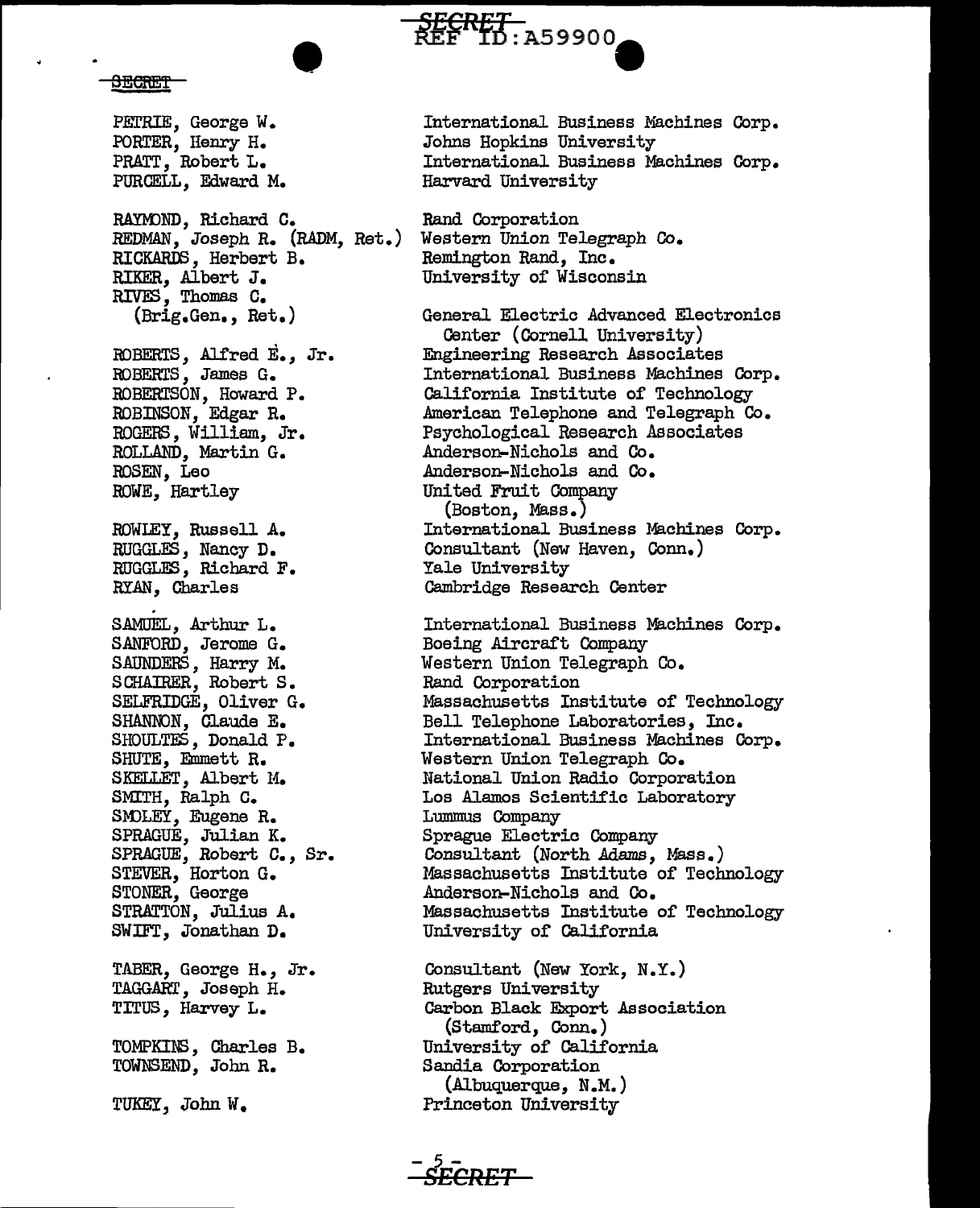| | |
|---|---|
| PETRIE, George W. | International Business Machines Corp. |
| PORTER, Henry H. | Johns Hopkins University |
| PRATT, Robert L. | International Business Machines Corp. |
| PURCELL, Edward M. | Harvard University |
| RAYMOND, Richard C. | Rand Corporation |
| REDMAN, Joseph R. (RADM, Ret.) | Western Union Telegraph Co. |
| RICKARDS, Herbert B. | Remington Rand, Inc. |
| RIKER, Albert J. | University of Wisconsin |
| RIVES, Thomas C. (Brig.Gen., Ret.) | General Electric Advanced Electronics Center (Cornell University) |
| ROBERTS, Alfred E., Jr. | Engineering Research Associates |
| ROBERTS, James G. | International Business Machines Corp. |
| ROBERTSON, Howard P. | California Institute of Technology |
| ROBINSON, Edgar R. | American Telephone and Telegraph Co. |
| ROGERS, William, Jr. | Psychological Research Associates |
| ROLLAND, Martin G. | Anderson-Nichols and Co. |
| ROSEN, Leo | Anderson-Nichols and Co. |
| ROWE, Hartley | United Fruit Company (Boston, Mass.) |
| ROWLEY, Russell A. | International Business Machines Corp. |
| RUGGLES, Nancy D. | Consultant (New Haven, Conn.) |
| RUGGLES, Richard F. | Yale University |
| RYAN, Charles | Cambridge Research Center |
| SAMUEL, Arthur L. | International Business Machines Corp. |
| SANFORD, Jerome G. | Boeing Aircraft Company |
| SAUNDERS, Harry M. | Western Union Telegraph Co. |
| SCHAIRER, Robert S. | Rand Corporation |
| SELFRIDGE, Oliver G. | Massachusetts Institute of Technology |
| SHANNON, Claude E. | Bell Telephone Laboratories, Inc. |
| SHOULTES, Donald P. | International Business Machines Corp. |
| SHUTE, Emmett R. | Western Union Telegraph Co. |
| SKELLET, Albert M. | National Union Radio Corporation |
| SMITH, Ralph C. | Los Alamos Scientific Laboratory |
| SMOLEY, Eugene R. | Lummus Company |
| SPRAGUE, Julian K. | Sprague Electric Company |
| SPRAGUE, Robert C., Sr. | Consultant (North Adams, Mass.) |
| STEVER, Horton G. | Massachusetts Institute of Technology |
| STONER, George | Anderson-Nichols and Co. |
| STRATTON, Julius A. | Massachusetts Institute of Technology |
| SWIFT, Jonathan D. | University of California |
| TABER, George H., Jr. | Consultant (New York, N.Y.) |
| TAGGART, Joseph H. | Rutgers University |
| TITUS, Harvey L. | Carbon Black Export Association (Stamford, Conn.) |
| TOMPKINS, Charles B. | University of California |
| TOWNSEND, John R. | Sandia Corporation (Albuquerque, N.M.) |
| TUKEY, John W. | Princeton University |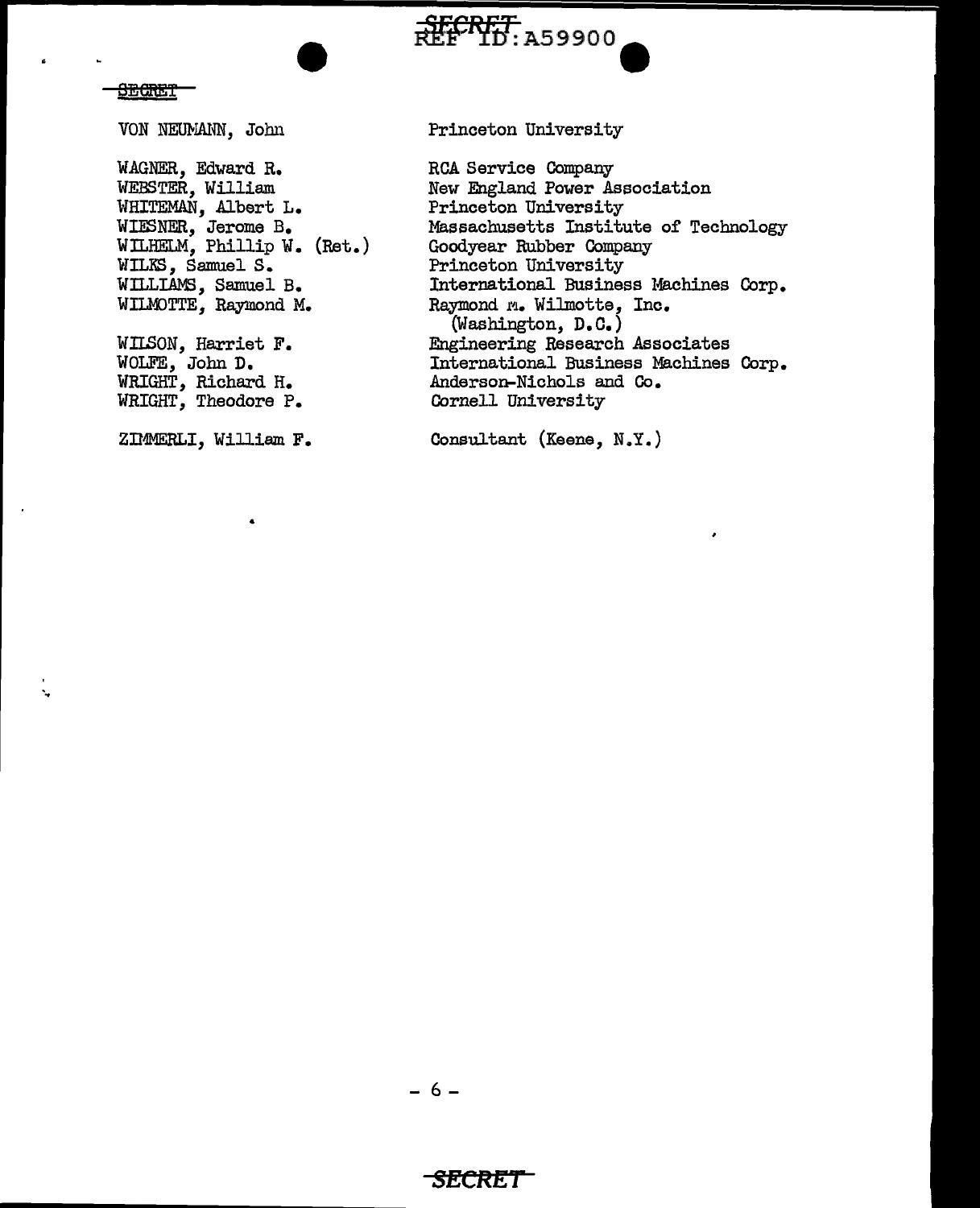SECRET

| | |
|---|---|
| VON NEUMANN, John | Princeton University |
| WAGNER, Edward R. | RCA Service Company |
| WEBSTER, William | New England Power Association |
| WHITEMAN, Albert L. | Princeton University |
| WIESNER, Jerome B. | Massachusetts Institute of Technology |
| WILHELM, Phillip W. (Ret.) | Goodyear Rubber Company |
| WILKS, Samuel S. | Princeton University |
| WILLIAMS, Samuel B. | International Business Machines Corp. |
| WILMOTTE, Raymond M. | Raymond M. Wilmotte, Inc. (Washington, D.C.) |
| WILSON, Harriet F. | Engineering Research Associates |
| WOLFE, John D. | International Business Machines Corp. |
| WRIGHT, Richard H. | Anderson-Nichols and Co. |
| WRIGHT, Theodore P. | Cornell University |
| ZIMMERLI, William F. | Consultant (Keene, N.Y.) |

SECRET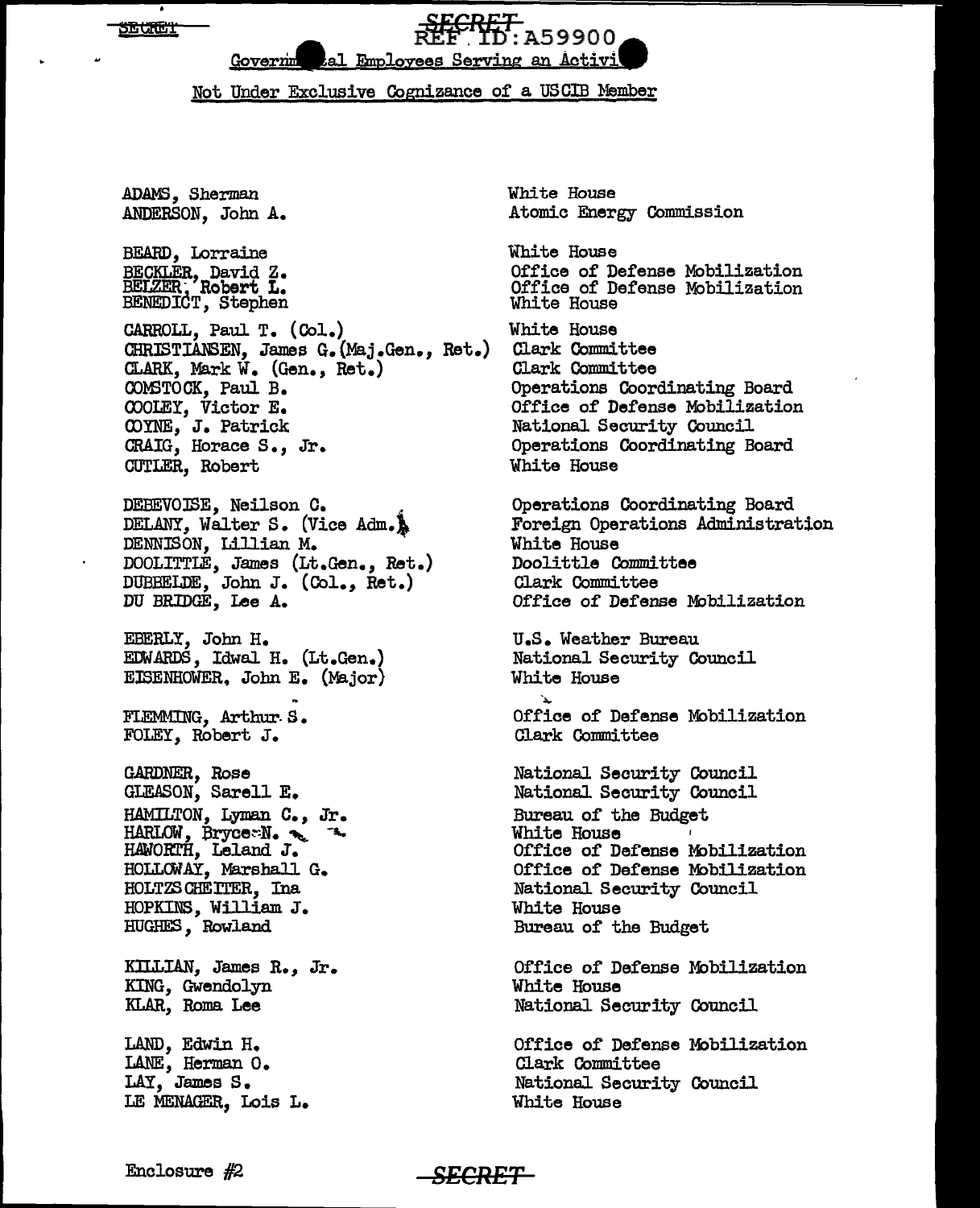SECRET

SECRET
REF ID:A59900

Governmental Employees Serving an Activity

Not Under Exclusive Cognizance of a USCIB Member

| | |
|---|---|
| ADAMS, Sherman | White House |
| ANDERSON, John A. | Atomic Energy Commission |
| BEARD, Lorraine | White House |
| BECKLER, David Z. | Office of Defense Mobilization |
| BELZER, Robert L. | Office of Defense Mobilization |
| BENEDICT, Stephen | White House |
| CARROLL, Paul T. (Col.) | White House |
| CHRISTIANSEN, James G. (Maj.Gen., Ret.) | Clark Committee |
| CLARK, Mark W. (Gen., Ret.) | Clark Committee |
| COMSTOCK, Paul B. | Operations Coordinating Board |
| COOLEY, Victor E. | Office of Defense Mobilization |
| COYNE, J. Patrick | National Security Council |
| CRAIG, Horace S., Jr. | Operations Coordinating Board |
| CUTLER, Robert | White House |
| DEBEVOISE, Neilson C. | Operations Coordinating Board |
| DELANY, Walter S. (Vice Adm.) | Foreign Operations Administration |
| DENNISON, Lillian M. | White House |
| DOOLITTLE, James (Lt.Gen., Ret.) | Doolittle Committee |
| DUBBELDE, John J. (Col., Ret.) | Clark Committee |
| DU BRIDGE, Lee A. | Office of Defense Mobilization |
| EBERLY, John H. | U.S. Weather Bureau |
| EDWARDS, Idwal H. (Lt.Gen.) | National Security Council |
| EISENHOWER, John E. (Major) | White House |
| FLEMMING, Arthur S. | Office of Defense Mobilization |
| FOLEY, Robert J. | Clark Committee |
| GARDNER, Rose | National Security Council |
| GLEASON, Sarell E. | National Security Council |
| HAMILTON, Lyman C., Jr. | Bureau of the Budget |
| HARLOW, Bryce N. | White House |
| HAWORTH, Leland J. | Office of Defense Mobilization |
| HOLLOWAY, Marshall G. | Office of Defense Mobilization |
| HOLTZSCHEITER, Ina | National Security Council |
| HOPKINS, William J. | White House |
| HUGHES, Rowland | Bureau of the Budget |
| KILLIAN, James R., Jr. | Office of Defense Mobilization |
| KING, Gwendolyn | White House |
| KLAR, Roma Lee | National Security Council |
| LAND, Edwin H. | Office of Defense Mobilization |
| LANE, Herman O. | Clark Committee |
| LAY, James S. | National Security Council |
| LE MENAGER, Lois L. | White House |

Enclosure #2

SECRET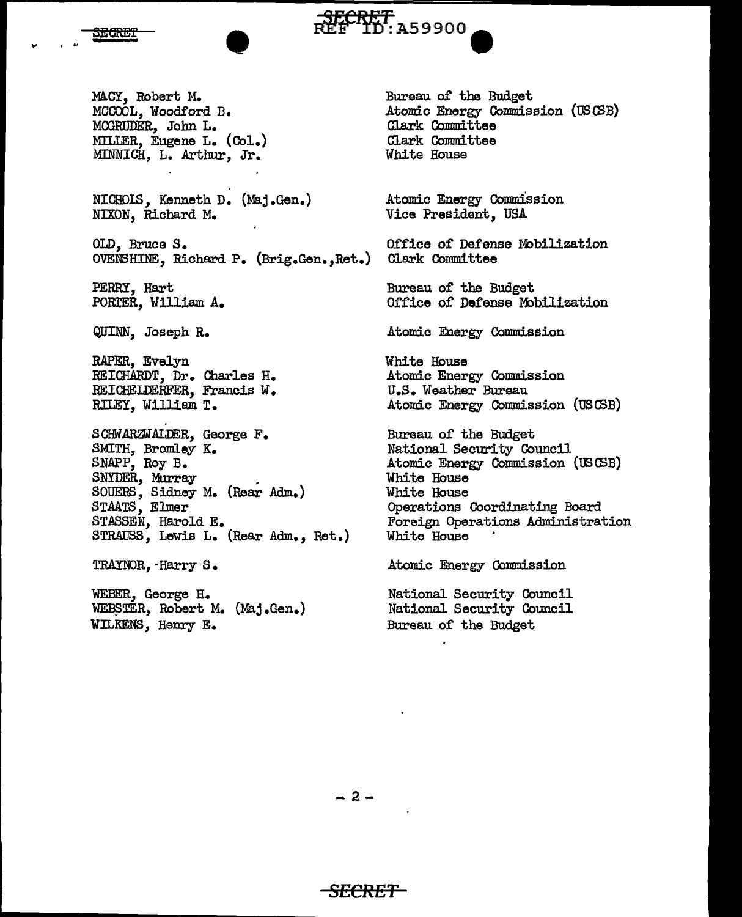| | |
|---|---|
| MACY, Robert M. | Bureau of the Budget |
| MCCOOL, Woodford B. | Atomic Energy Commission (USCSB) |
| MCGRUDER, John L. | Clark Committee |
| MILLER, Eugene L. (Col.) | Clark Committee |
| MINNICH, L. Arthur, Jr. | White House |
| NICHOLS, Kenneth D. (Maj.Gen.) | Atomic Energy Commission |
| NIXON, Richard M. | Vice President, USA |
| OLD, Bruce S. | Office of Defense Mobilization |
| OVENSHINE, Richard P. (Brig.Gen.,Ret.) | Clark Committee |
| PERRY, Hart | Bureau of the Budget |
| PORTER, William A. | Office of Defense Mobilization |
| QUINN, Joseph R. | Atomic Energy Commission |
| RAPER, Evelyn | White House |
| REICHARDT, Dr. Charles H. | Atomic Energy Commission |
| REICHELDERFER, Francis W. | U.S. Weather Bureau |
| RILEY, William T. | Atomic Energy Commission (USCSB) |
| SCHWARZWALDER, George F. | Bureau of the Budget |
| SMITH, Bromley K. | National Security Council |
| SNAPP, Roy B. | Atomic Energy Commission (USCSB) |
| SNYDER, Murray | White House |
| SOUERS, Sidney M. (Rear Adm.) | White House |
| STAATS, Elmer | Operations Coordinating Board |
| STASSEN, Harold E. | Foreign Operations Administration |
| STRAUSS, Lewis L. (Rear Adm., Ret.) | White House |
| TRAYNOR, Harry S. | Atomic Energy Commission |
| WEBER, George H. | National Security Council |
| WEBSTER, Robert M. (Maj.Gen.) | National Security Council |
| WILKENS, Henry E. | Bureau of the Budget |